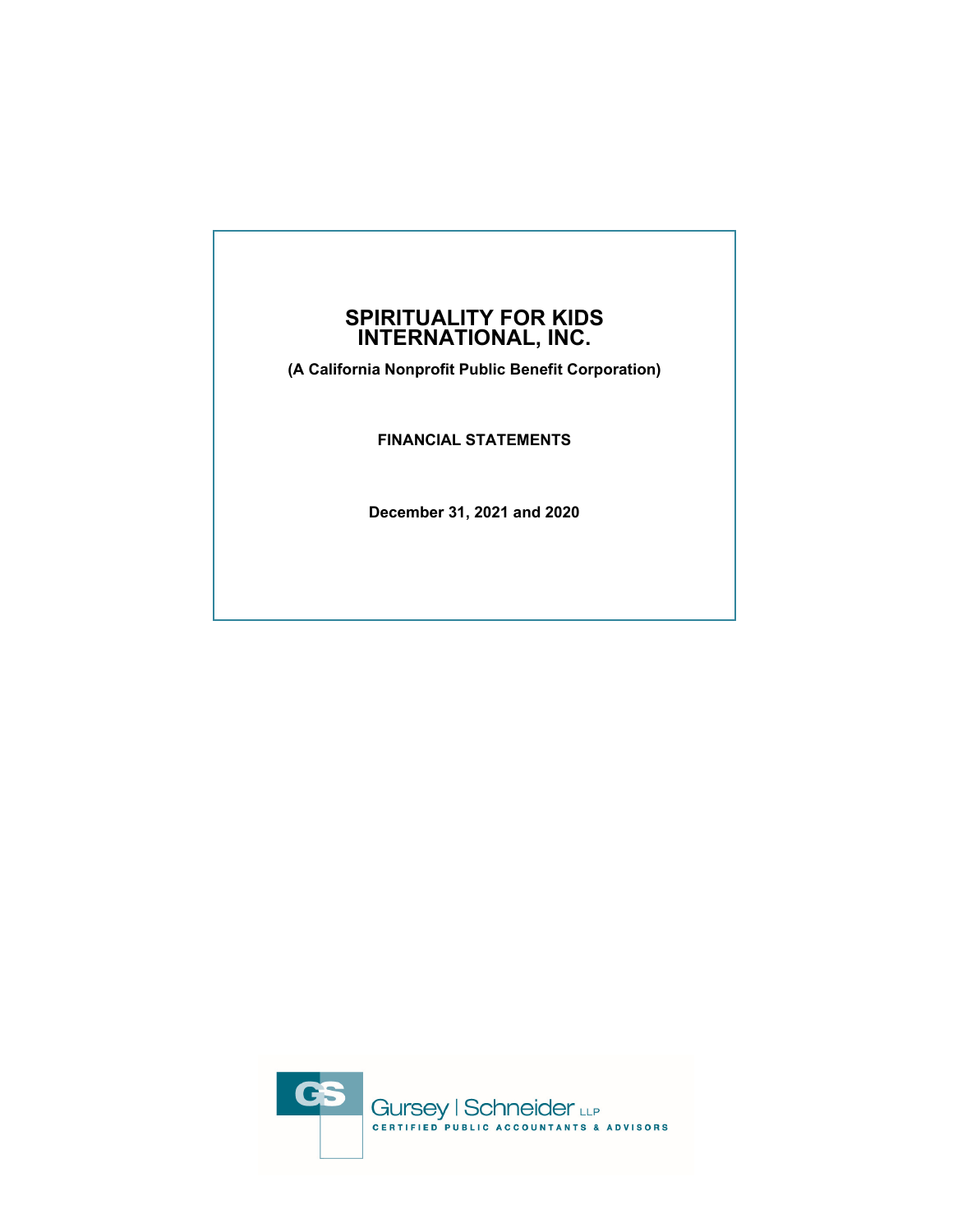# SPIRITUALITY FOR KIDS INTERNATIONAL, INC.

**(A California Nonprofit Public Benefit Corporation)**

**FINANCIAL STATEMENTS**

**December 31, 2021 and 2020**

Gursey | Schneider LLP
CERTIFIED PUBLIC ACCOUNTANTS & ADVISORS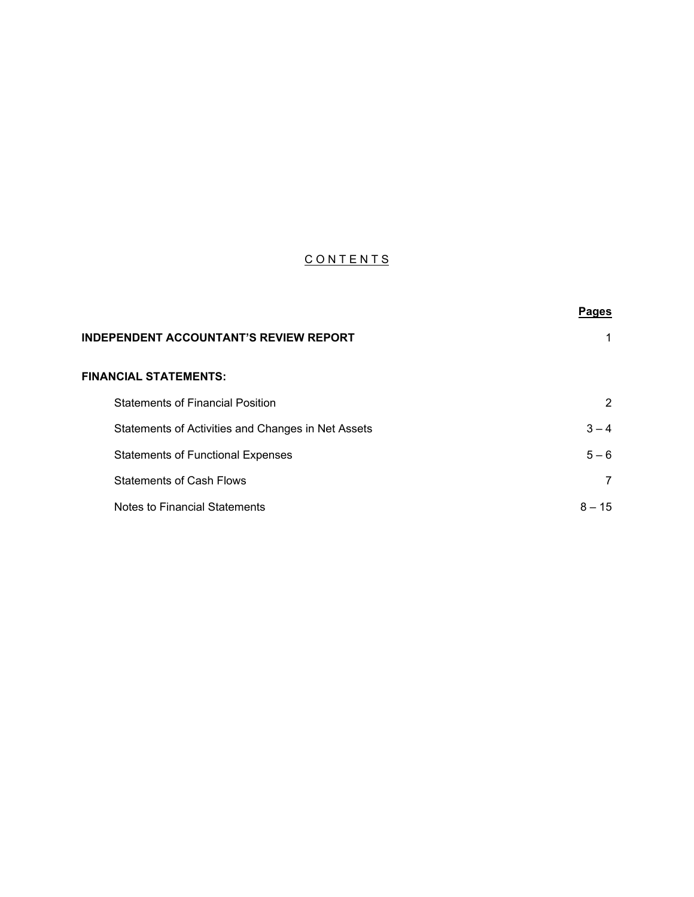# CONTENTS

| | Pages |
|---|---|
| **INDEPENDENT ACCOUNTANT'S REVIEW REPORT** | 1 |
| **FINANCIAL STATEMENTS:** | |
| Statements of Financial Position | 2 |
| Statements of Activities and Changes in Net Assets | 3 – 4 |
| Statements of Functional Expenses | 5 – 6 |
| Statements of Cash Flows | 7 |
| Notes to Financial Statements | 8 – 15 |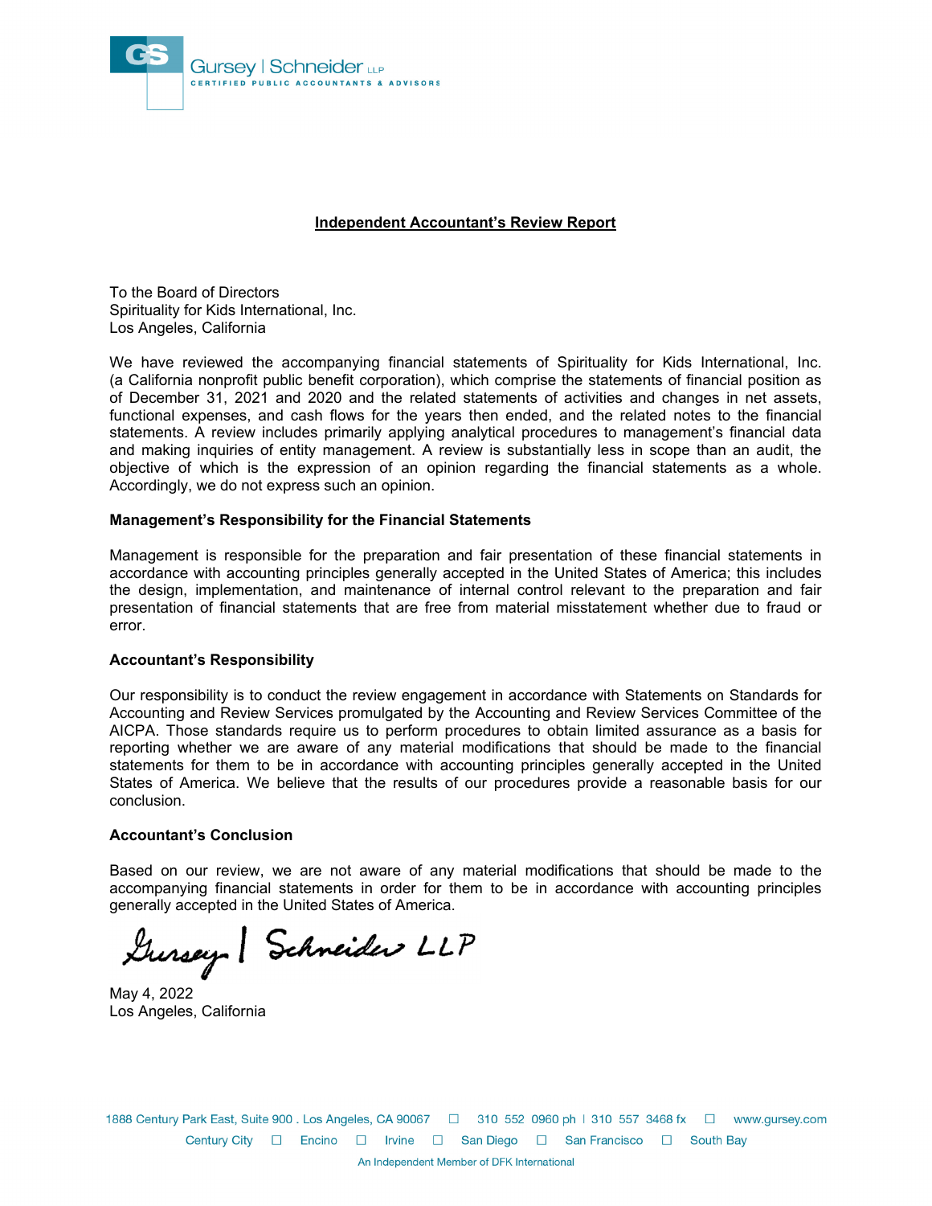Gursey | Schneider LLP
CERTIFIED PUBLIC ACCOUNTANTS & ADVISORS

## Independent Accountant's Review Report

To the Board of Directors
Spirituality for Kids International, Inc.
Los Angeles, California

We have reviewed the accompanying financial statements of Spirituality for Kids International, Inc. (a California nonprofit public benefit corporation), which comprise the statements of financial position as of December 31, 2021 and 2020 and the related statements of activities and changes in net assets, functional expenses, and cash flows for the years then ended, and the related notes to the financial statements. A review includes primarily applying analytical procedures to management's financial data and making inquiries of entity management. A review is substantially less in scope than an audit, the objective of which is the expression of an opinion regarding the financial statements as a whole. Accordingly, we do not express such an opinion.

**Management's Responsibility for the Financial Statements**

Management is responsible for the preparation and fair presentation of these financial statements in accordance with accounting principles generally accepted in the United States of America; this includes the design, implementation, and maintenance of internal control relevant to the preparation and fair presentation of financial statements that are free from material misstatement whether due to fraud or error.

**Accountant's Responsibility**

Our responsibility is to conduct the review engagement in accordance with Statements on Standards for Accounting and Review Services promulgated by the Accounting and Review Services Committee of the AICPA. Those standards require us to perform procedures to obtain limited assurance as a basis for reporting whether we are aware of any material modifications that should be made to the financial statements for them to be in accordance with accounting principles generally accepted in the United States of America. We believe that the results of our procedures provide a reasonable basis for our conclusion.

**Accountant's Conclusion**

Based on our review, we are not aware of any material modifications that should be made to the accompanying financial statements in order for them to be in accordance with accounting principles generally accepted in the United States of America.

Gursey | Schneider LLP

May 4, 2022
Los Angeles, California

1888 Century Park East, Suite 900 . Los Angeles, CA 90067 □ 310 552 0960 ph | 310 557 3468 fx □ www.gursey.com
Century City □ Encino □ Irvine □ San Diego □ San Francisco □ South Bay
An Independent Member of DFK International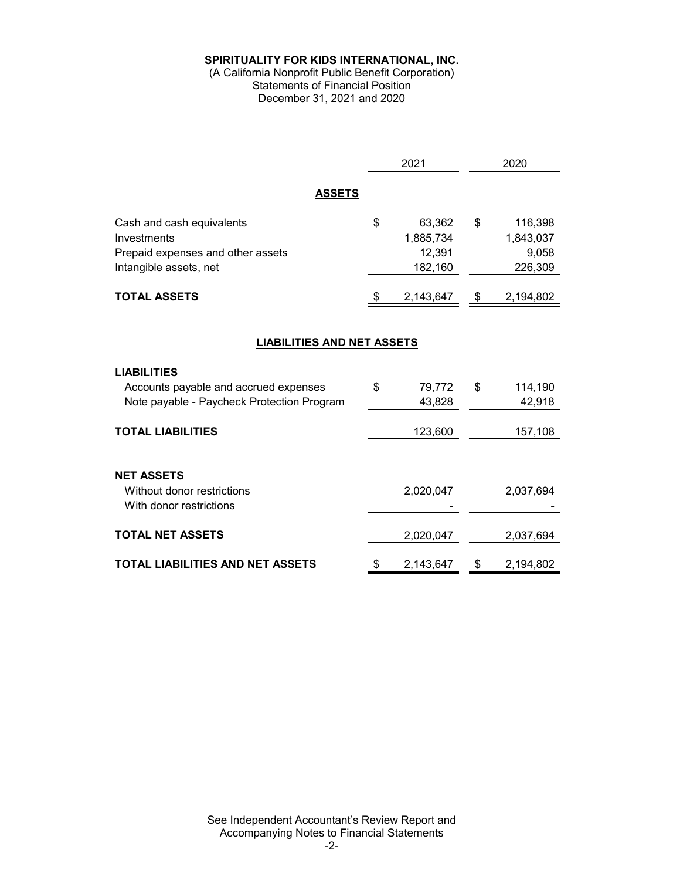**SPIRITUALITY FOR KIDS INTERNATIONAL, INC.**
(A California Nonprofit Public Benefit Corporation)
Statements of Financial Position
December 31, 2021 and 2020

| | 2021 | 2020 |
|---|---|---|
| **ASSETS** | | |
| Cash and cash equivalents | $ 63,362 | $ 116,398 |
| Investments | 1,885,734 | 1,843,037 |
| Prepaid expenses and other assets | 12,391 | 9,058 |
| Intangible assets, net | 182,160 | 226,309 |
| **TOTAL ASSETS** | $ 2,143,647 | $ 2,194,802 |
| **LIABILITIES AND NET ASSETS** | | |
| **LIABILITIES** | | |
| Accounts payable and accrued expenses | $ 79,772 | $ 114,190 |
| Note payable - Paycheck Protection Program | 43,828 | 42,918 |
| **TOTAL LIABILITIES** | 123,600 | 157,108 |
| **NET ASSETS** | | |
| Without donor restrictions | 2,020,047 | 2,037,694 |
| With donor restrictions | - | - |
| **TOTAL NET ASSETS** | 2,020,047 | 2,037,694 |
| **TOTAL LIABILITIES AND NET ASSETS** | $ 2,143,647 | $ 2,194,802 |

See Independent Accountant's Review Report and
Accompanying Notes to Financial Statements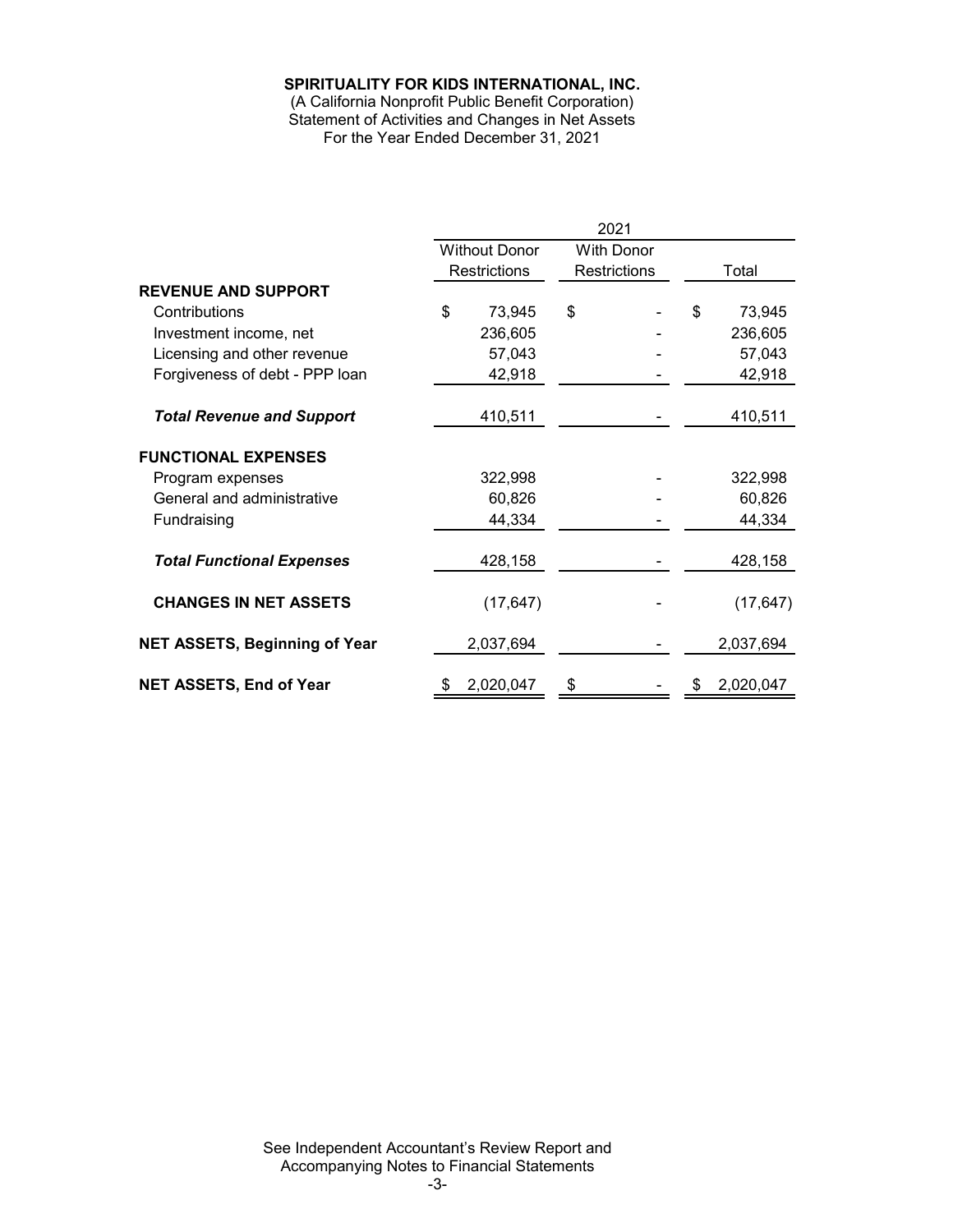**SPIRITUALITY FOR KIDS INTERNATIONAL, INC.**
(A California Nonprofit Public Benefit Corporation)
Statement of Activities and Changes in Net Assets
For the Year Ended December 31, 2021

| | 2021 | | |
|---|---|---|---|
| | Without Donor Restrictions | With Donor Restrictions | Total |
| **REVENUE AND SUPPORT** | | | |
| Contributions | $ 73,945 | $ - | $ 73,945 |
| Investment income, net | 236,605 | - | 236,605 |
| Licensing and other revenue | 57,043 | - | 57,043 |
| Forgiveness of debt - PPP loan | 42,918 | - | 42,918 |
| ***Total Revenue and Support*** | 410,511 | - | 410,511 |
| **FUNCTIONAL EXPENSES** | | | |
| Program expenses | 322,998 | - | 322,998 |
| General and administrative | 60,826 | - | 60,826 |
| Fundraising | 44,334 | - | 44,334 |
| ***Total Functional Expenses*** | 428,158 | - | 428,158 |
| **CHANGES IN NET ASSETS** | (17,647) | - | (17,647) |
| **NET ASSETS, Beginning of Year** | 2,037,694 | - | 2,037,694 |
| **NET ASSETS, End of Year** | $ 2,020,047 | $ - | $ 2,020,047 |

See Independent Accountant's Review Report and
Accompanying Notes to Financial Statements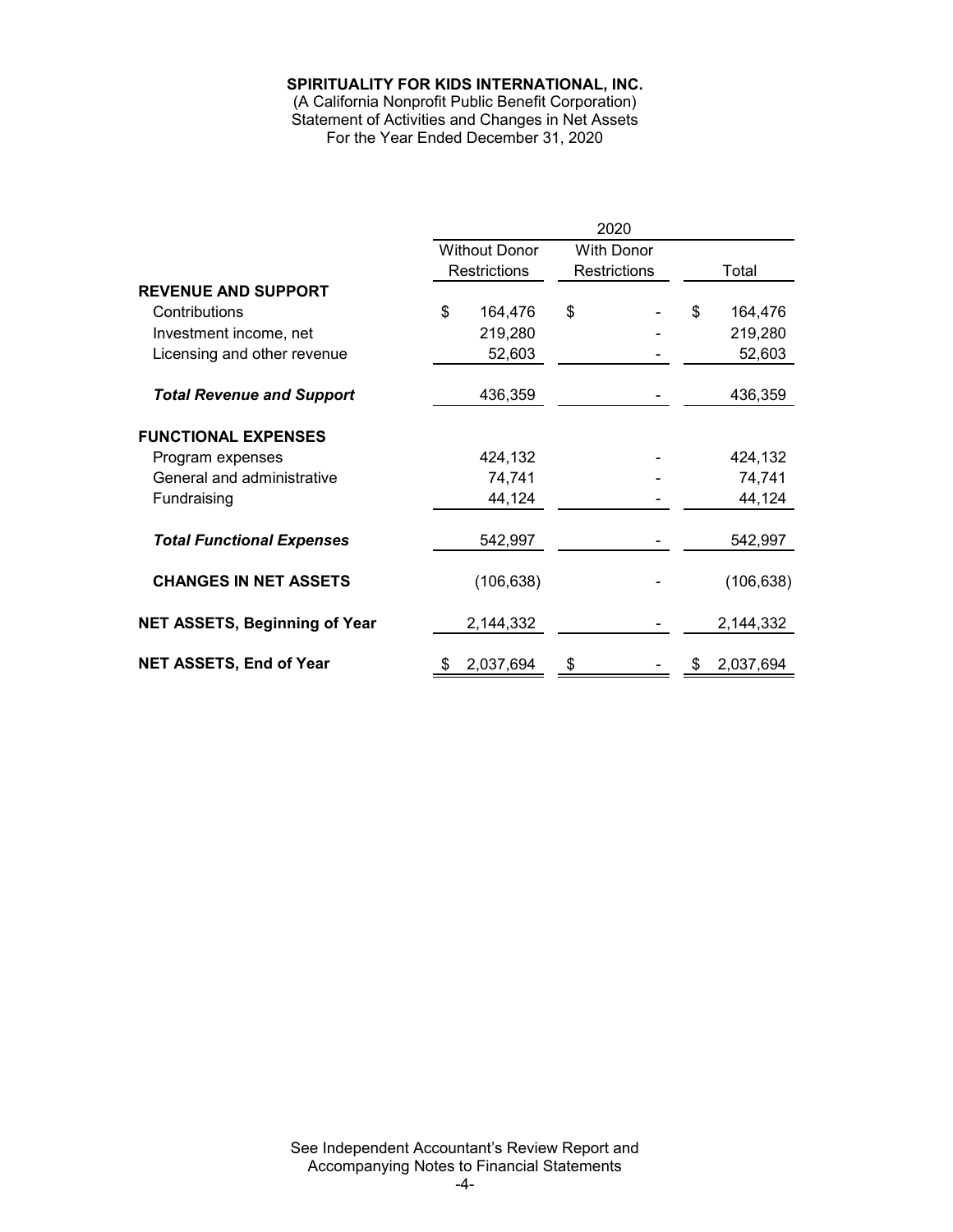**SPIRITUALITY FOR KIDS INTERNATIONAL, INC.**
(A California Nonprofit Public Benefit Corporation)
Statement of Activities and Changes in Net Assets
For the Year Ended December 31, 2020

| | 2020 | | |
|---|---|---|---|
| | Without Donor Restrictions | With Donor Restrictions | Total |
| **REVENUE AND SUPPORT** | | | |
| Contributions | $ 164,476 | $ - | $ 164,476 |
| Investment income, net | 219,280 | - | 219,280 |
| Licensing and other revenue | 52,603 | - | 52,603 |
| ***Total Revenue and Support*** | 436,359 | - | 436,359 |
| **FUNCTIONAL EXPENSES** | | | |
| Program expenses | 424,132 | - | 424,132 |
| General and administrative | 74,741 | - | 74,741 |
| Fundraising | 44,124 | - | 44,124 |
| ***Total Functional Expenses*** | 542,997 | - | 542,997 |
| **CHANGES IN NET ASSETS** | (106,638) | - | (106,638) |
| **NET ASSETS, Beginning of Year** | 2,144,332 | - | 2,144,332 |
| **NET ASSETS, End of Year** | $ 2,037,694 | $ - | $ 2,037,694 |

See Independent Accountant's Review Report and Accompanying Notes to Financial Statements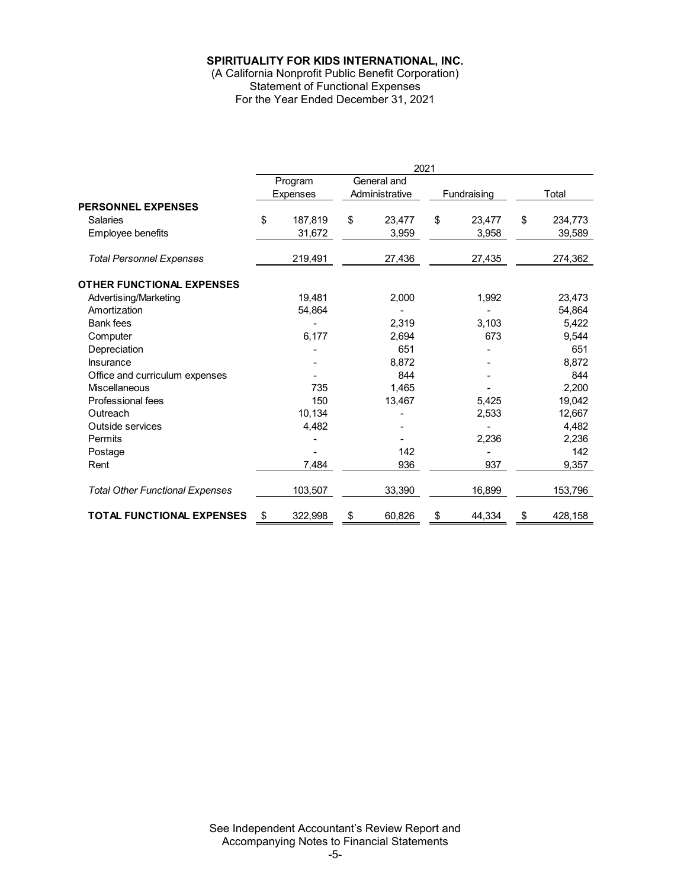**SPIRITUALITY FOR KIDS INTERNATIONAL, INC.**
(A California Nonprofit Public Benefit Corporation)
Statement of Functional Expenses
For the Year Ended December 31, 2021

| | 2021 | | | |
|---|---|---|---|---|
| | Program Expenses | General and Administrative | Fundraising | Total |
| **PERSONNEL EXPENSES** | | | | |
| Salaries | $ 187,819 | $ 23,477 | $ 23,477 | $ 234,773 |
| Employee benefits | 31,672 | 3,959 | 3,958 | 39,589 |
| *Total Personnel Expenses* | 219,491 | 27,436 | 27,435 | 274,362 |
| **OTHER FUNCTIONAL EXPENSES** | | | | |
| Advertising/Marketing | 19,481 | 2,000 | 1,992 | 23,473 |
| Amortization | 54,864 | - | - | 54,864 |
| Bank fees | - | 2,319 | 3,103 | 5,422 |
| Computer | 6,177 | 2,694 | 673 | 9,544 |
| Depreciation | - | 651 | - | 651 |
| Insurance | - | 8,872 | - | 8,872 |
| Office and curriculum expenses | - | 844 | - | 844 |
| Miscellaneous | 735 | 1,465 | - | 2,200 |
| Professional fees | 150 | 13,467 | 5,425 | 19,042 |
| Outreach | 10,134 | - | 2,533 | 12,667 |
| Outside services | 4,482 | - | - | 4,482 |
| Permits | - | - | 2,236 | 2,236 |
| Postage | - | 142 | - | 142 |
| Rent | 7,484 | 936 | 937 | 9,357 |
| *Total Other Functional Expenses* | 103,507 | 33,390 | 16,899 | 153,796 |
| **TOTAL FUNCTIONAL EXPENSES** | $ 322,998 | $ 60,826 | $ 44,334 | $ 428,158 |

See Independent Accountant's Review Report and Accompanying Notes to Financial Statements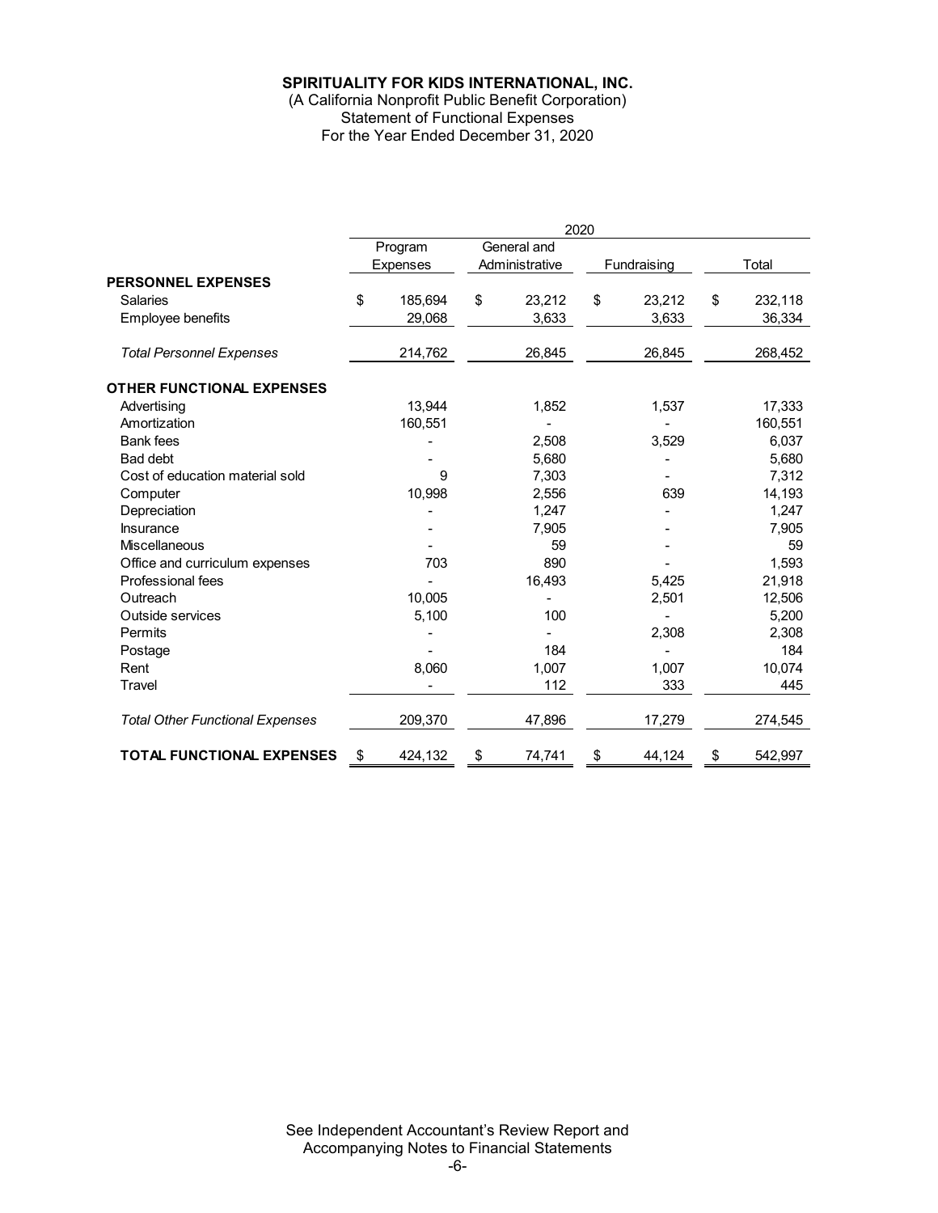**SPIRITUALITY FOR KIDS INTERNATIONAL, INC.**
(A California Nonprofit Public Benefit Corporation)
Statement of Functional Expenses
For the Year Ended December 31, 2020

| | 2020 | | | |
|---|---|---|---|---|
| | Program Expenses | General and Administrative | Fundraising | Total |
| **PERSONNEL EXPENSES** | | | | |
| Salaries | $ 185,694 | $ 23,212 | $ 23,212 | $ 232,118 |
| Employee benefits | 29,068 | 3,633 | 3,633 | 36,334 |
| *Total Personnel Expenses* | 214,762 | 26,845 | 26,845 | 268,452 |
| **OTHER FUNCTIONAL EXPENSES** | | | | |
| Advertising | 13,944 | 1,852 | 1,537 | 17,333 |
| Amortization | 160,551 | - | - | 160,551 |
| Bank fees | - | 2,508 | 3,529 | 6,037 |
| Bad debt | - | 5,680 | - | 5,680 |
| Cost of education material sold | 9 | 7,303 | - | 7,312 |
| Computer | 10,998 | 2,556 | 639 | 14,193 |
| Depreciation | - | 1,247 | - | 1,247 |
| Insurance | - | 7,905 | - | 7,905 |
| Miscellaneous | - | 59 | - | 59 |
| Office and curriculum expenses | 703 | 890 | - | 1,593 |
| Professional fees | - | 16,493 | 5,425 | 21,918 |
| Outreach | 10,005 | - | 2,501 | 12,506 |
| Outside services | 5,100 | 100 | - | 5,200 |
| Permits | - | - | 2,308 | 2,308 |
| Postage | - | 184 | - | 184 |
| Rent | 8,060 | 1,007 | 1,007 | 10,074 |
| Travel | - | 112 | 333 | 445 |
| *Total Other Functional Expenses* | 209,370 | 47,896 | 17,279 | 274,545 |
| **TOTAL FUNCTIONAL EXPENSES** | $ 424,132 | $ 74,741 | $ 44,124 | $ 542,997 |

See Independent Accountant's Review Report and Accompanying Notes to Financial Statements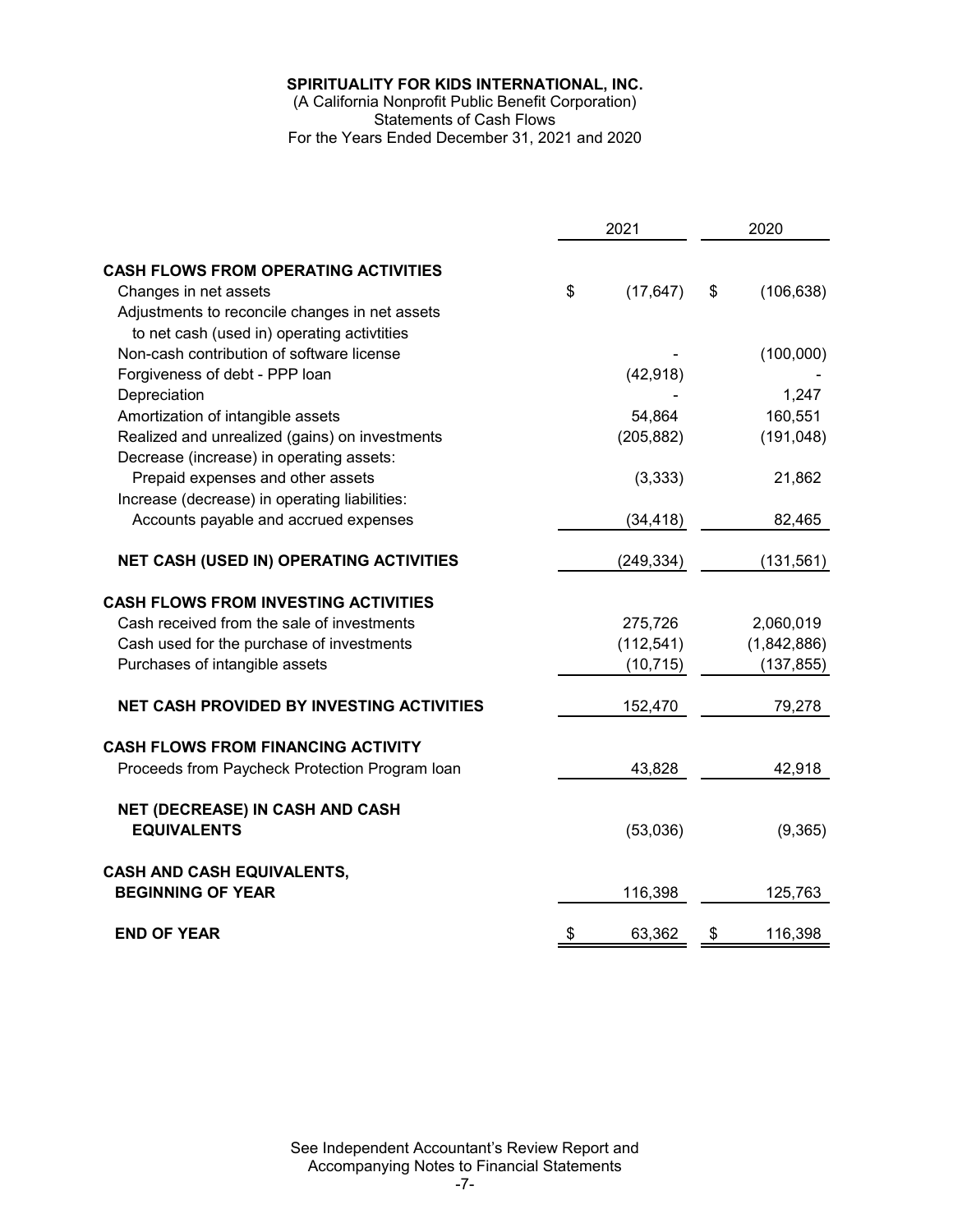**SPIRITUALITY FOR KIDS INTERNATIONAL, INC.**
(A California Nonprofit Public Benefit Corporation)
Statements of Cash Flows
For the Years Ended December 31, 2021 and 2020

| | 2021 | 2020 |
|---|---|---|
| **CASH FLOWS FROM OPERATING ACTIVITIES** | | |
| Changes in net assets | $ (17,647) | $ (106,638) |
| Adjustments to reconcile changes in net assets to net cash (used in) operating activtities | | |
| Non-cash contribution of software license | - | (100,000) |
| Forgiveness of debt - PPP loan | (42,918) | - |
| Depreciation | - | 1,247 |
| Amortization of intangible assets | 54,864 | 160,551 |
| Realized and unrealized (gains) on investments | (205,882) | (191,048) |
| Decrease (increase) in operating assets: | | |
| Prepaid expenses and other assets | (3,333) | 21,862 |
| Increase (decrease) in operating liabilities: | | |
| Accounts payable and accrued expenses | (34,418) | 82,465 |
| **NET CASH (USED IN) OPERATING ACTIVITIES** | (249,334) | (131,561) |
| **CASH FLOWS FROM INVESTING ACTIVITIES** | | |
| Cash received from the sale of investments | 275,726 | 2,060,019 |
| Cash used for the purchase of investments | (112,541) | (1,842,886) |
| Purchases of intangible assets | (10,715) | (137,855) |
| **NET CASH PROVIDED BY INVESTING ACTIVITIES** | 152,470 | 79,278 |
| **CASH FLOWS FROM FINANCING ACTIVITY** | | |
| Proceeds from Paycheck Protection Program loan | 43,828 | 42,918 |
| **NET (DECREASE) IN CASH AND CASH EQUIVALENTS** | (53,036) | (9,365) |
| **CASH AND CASH EQUIVALENTS, BEGINNING OF YEAR** | 116,398 | 125,763 |
| **END OF YEAR** | $ 63,362 | $ 116,398 |

See Independent Accountant's Review Report and Accompanying Notes to Financial Statements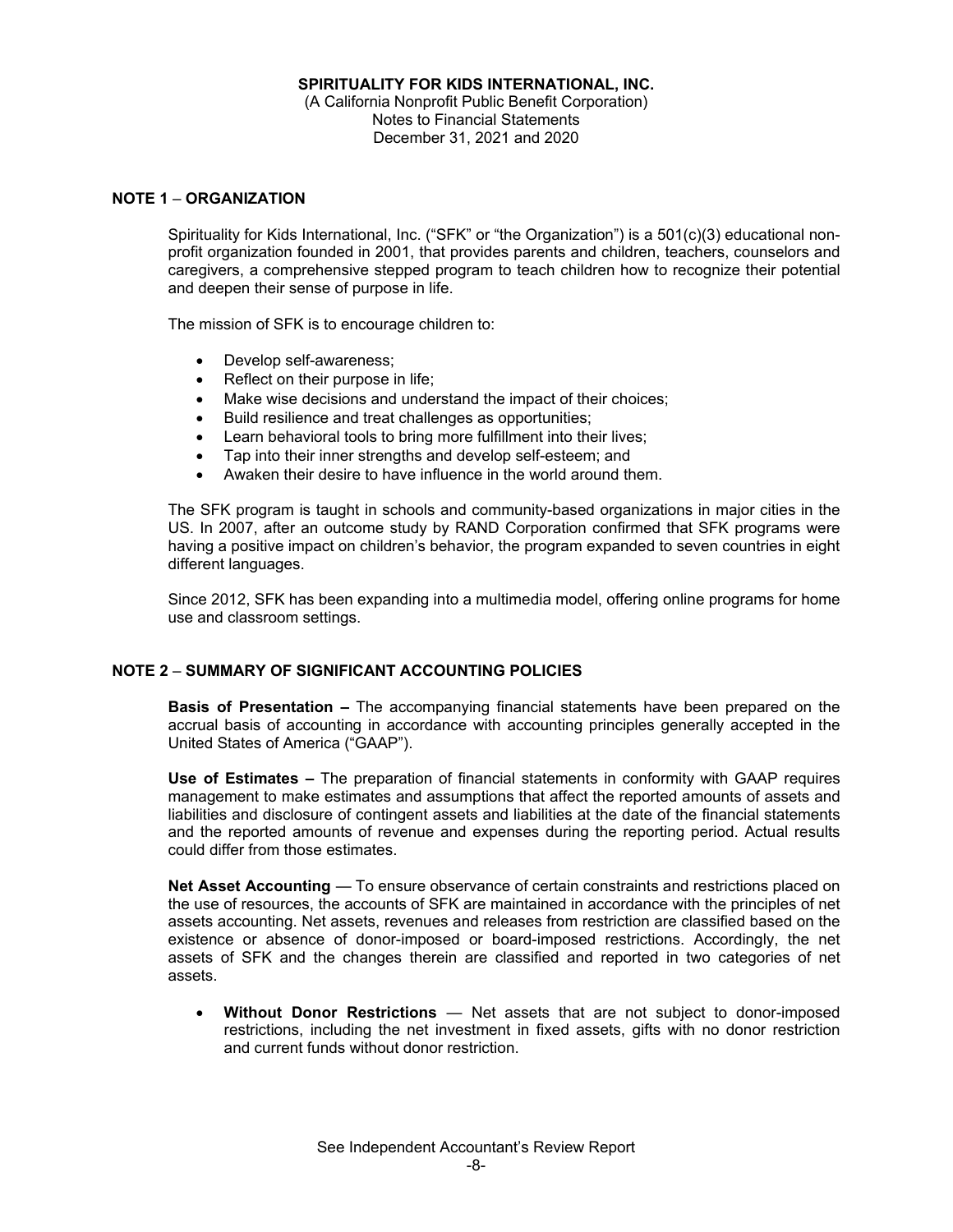**SPIRITUALITY FOR KIDS INTERNATIONAL, INC.**
(A California Nonprofit Public Benefit Corporation)
Notes to Financial Statements
December 31, 2021 and 2020

## NOTE 1 – ORGANIZATION

Spirituality for Kids International, Inc. ("SFK" or "the Organization") is a 501(c)(3) educational non-profit organization founded in 2001, that provides parents and children, teachers, counselors and caregivers, a comprehensive stepped program to teach children how to recognize their potential and deepen their sense of purpose in life.

The mission of SFK is to encourage children to:

- Develop self-awareness;
- Reflect on their purpose in life;
- Make wise decisions and understand the impact of their choices;
- Build resilience and treat challenges as opportunities;
- Learn behavioral tools to bring more fulfillment into their lives;
- Tap into their inner strengths and develop self-esteem; and
- Awaken their desire to have influence in the world around them.

The SFK program is taught in schools and community-based organizations in major cities in the US. In 2007, after an outcome study by RAND Corporation confirmed that SFK programs were having a positive impact on children's behavior, the program expanded to seven countries in eight different languages.

Since 2012, SFK has been expanding into a multimedia model, offering online programs for home use and classroom settings.

## NOTE 2 – SUMMARY OF SIGNIFICANT ACCOUNTING POLICIES

**Basis of Presentation –** The accompanying financial statements have been prepared on the accrual basis of accounting in accordance with accounting principles generally accepted in the United States of America ("GAAP").

**Use of Estimates –** The preparation of financial statements in conformity with GAAP requires management to make estimates and assumptions that affect the reported amounts of assets and liabilities and disclosure of contingent assets and liabilities at the date of the financial statements and the reported amounts of revenue and expenses during the reporting period. Actual results could differ from those estimates.

**Net Asset Accounting** — To ensure observance of certain constraints and restrictions placed on the use of resources, the accounts of SFK are maintained in accordance with the principles of net assets accounting. Net assets, revenues and releases from restriction are classified based on the existence or absence of donor-imposed or board-imposed restrictions. Accordingly, the net assets of SFK and the changes therein are classified and reported in two categories of net assets.

- **Without Donor Restrictions** — Net assets that are not subject to donor-imposed restrictions, including the net investment in fixed assets, gifts with no donor restriction and current funds without donor restriction.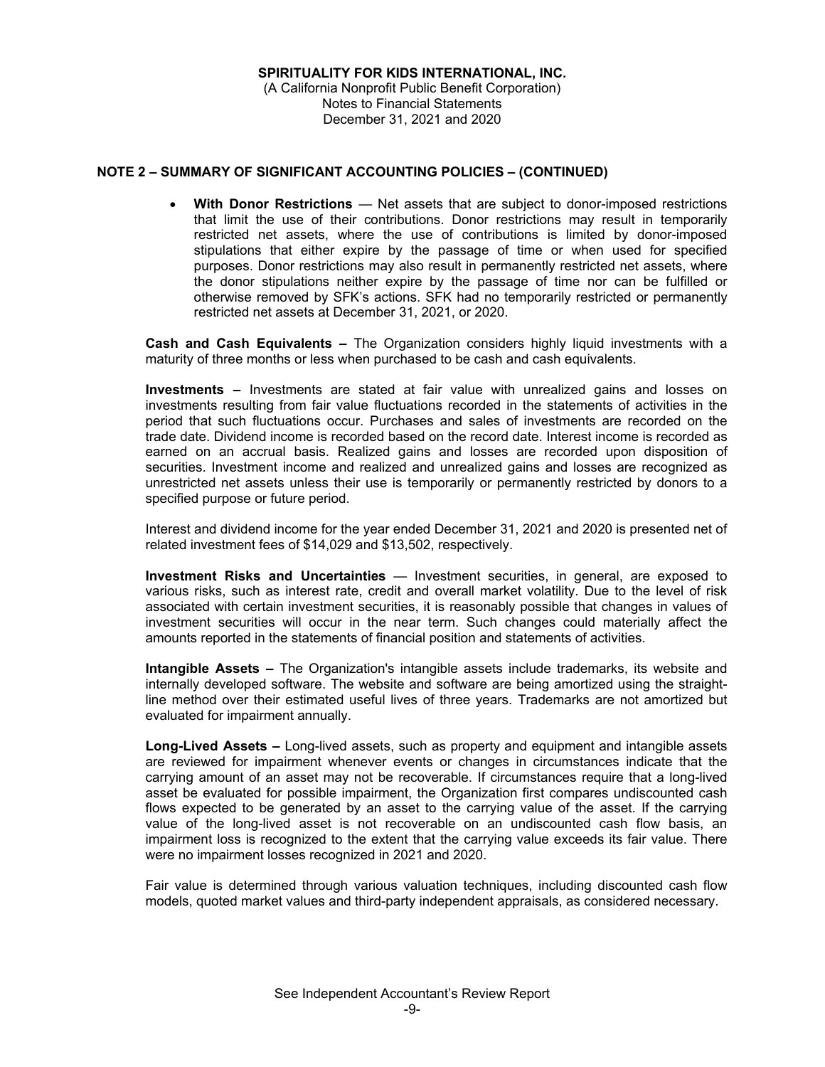## NOTE 2 – SUMMARY OF SIGNIFICANT ACCOUNTING POLICIES – (CONTINUED)

- **With Donor Restrictions** — Net assets that are subject to donor-imposed restrictions that limit the use of their contributions. Donor restrictions may result in temporarily restricted net assets, where the use of contributions is limited by donor-imposed stipulations that either expire by the passage of time or when used for specified purposes. Donor restrictions may also result in permanently restricted net assets, where the donor stipulations neither expire by the passage of time nor can be fulfilled or otherwise removed by SFK's actions. SFK had no temporarily restricted or permanently restricted net assets at December 31, 2021, or 2020.

**Cash and Cash Equivalents –** The Organization considers highly liquid investments with a maturity of three months or less when purchased to be cash and cash equivalents.

**Investments –** Investments are stated at fair value with unrealized gains and losses on investments resulting from fair value fluctuations recorded in the statements of activities in the period that such fluctuations occur. Purchases and sales of investments are recorded on the trade date. Dividend income is recorded based on the record date. Interest income is recorded as earned on an accrual basis. Realized gains and losses are recorded upon disposition of securities. Investment income and realized and unrealized gains and losses are recognized as unrestricted net assets unless their use is temporarily or permanently restricted by donors to a specified purpose or future period.

Interest and dividend income for the year ended December 31, 2021 and 2020 is presented net of related investment fees of $14,029 and $13,502, respectively.

**Investment Risks and Uncertainties** — Investment securities, in general, are exposed to various risks, such as interest rate, credit and overall market volatility. Due to the level of risk associated with certain investment securities, it is reasonably possible that changes in values of investment securities will occur in the near term. Such changes could materially affect the amounts reported in the statements of financial position and statements of activities.

**Intangible Assets –** The Organization's intangible assets include trademarks, its website and internally developed software. The website and software are being amortized using the straight-line method over their estimated useful lives of three years. Trademarks are not amortized but evaluated for impairment annually.

**Long-Lived Assets –** Long-lived assets, such as property and equipment and intangible assets are reviewed for impairment whenever events or changes in circumstances indicate that the carrying amount of an asset may not be recoverable. If circumstances require that a long-lived asset be evaluated for possible impairment, the Organization first compares undiscounted cash flows expected to be generated by an asset to the carrying value of the asset. If the carrying value of the long-lived asset is not recoverable on an undiscounted cash flow basis, an impairment loss is recognized to the extent that the carrying value exceeds its fair value. There were no impairment losses recognized in 2021 and 2020.

Fair value is determined through various valuation techniques, including discounted cash flow models, quoted market values and third-party independent appraisals, as considered necessary.

See Independent Accountant's Review Report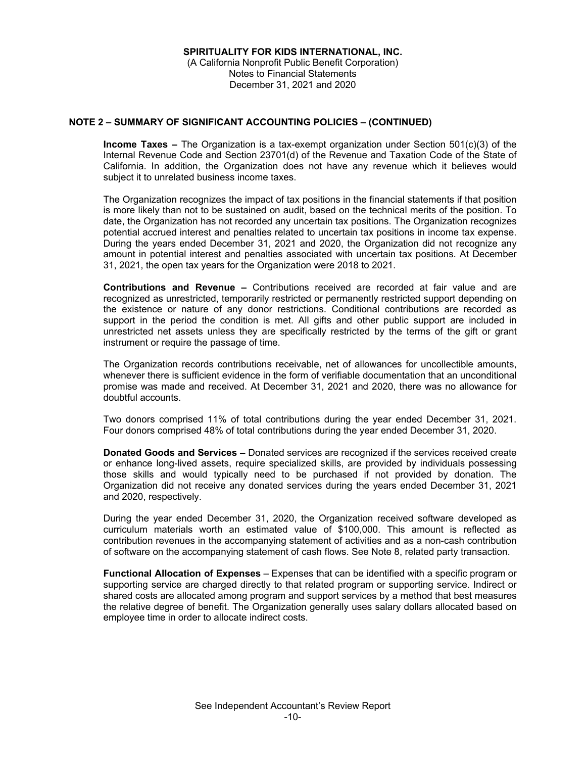**SPIRITUALITY FOR KIDS INTERNATIONAL, INC.**
(A California Nonprofit Public Benefit Corporation)
Notes to Financial Statements
December 31, 2021 and 2020

## NOTE 2 – SUMMARY OF SIGNIFICANT ACCOUNTING POLICIES – (CONTINUED)

**Income Taxes –** The Organization is a tax-exempt organization under Section 501(c)(3) of the Internal Revenue Code and Section 23701(d) of the Revenue and Taxation Code of the State of California. In addition, the Organization does not have any revenue which it believes would subject it to unrelated business income taxes.

The Organization recognizes the impact of tax positions in the financial statements if that position is more likely than not to be sustained on audit, based on the technical merits of the position. To date, the Organization has not recorded any uncertain tax positions. The Organization recognizes potential accrued interest and penalties related to uncertain tax positions in income tax expense. During the years ended December 31, 2021 and 2020, the Organization did not recognize any amount in potential interest and penalties associated with uncertain tax positions. At December 31, 2021, the open tax years for the Organization were 2018 to 2021.

**Contributions and Revenue –** Contributions received are recorded at fair value and are recognized as unrestricted, temporarily restricted or permanently restricted support depending on the existence or nature of any donor restrictions. Conditional contributions are recorded as support in the period the condition is met. All gifts and other public support are included in unrestricted net assets unless they are specifically restricted by the terms of the gift or grant instrument or require the passage of time.

The Organization records contributions receivable, net of allowances for uncollectible amounts, whenever there is sufficient evidence in the form of verifiable documentation that an unconditional promise was made and received. At December 31, 2021 and 2020, there was no allowance for doubtful accounts.

Two donors comprised 11% of total contributions during the year ended December 31, 2021. Four donors comprised 48% of total contributions during the year ended December 31, 2020.

**Donated Goods and Services –** Donated services are recognized if the services received create or enhance long-lived assets, require specialized skills, are provided by individuals possessing those skills and would typically need to be purchased if not provided by donation. The Organization did not receive any donated services during the years ended December 31, 2021 and 2020, respectively.

During the year ended December 31, 2020, the Organization received software developed as curriculum materials worth an estimated value of $100,000. This amount is reflected as contribution revenues in the accompanying statement of activities and as a non-cash contribution of software on the accompanying statement of cash flows. See Note 8, related party transaction.

**Functional Allocation of Expenses** – Expenses that can be identified with a specific program or supporting service are charged directly to that related program or supporting service. Indirect or shared costs are allocated among program and support services by a method that best measures the relative degree of benefit. The Organization generally uses salary dollars allocated based on employee time in order to allocate indirect costs.

See Independent Accountant's Review Report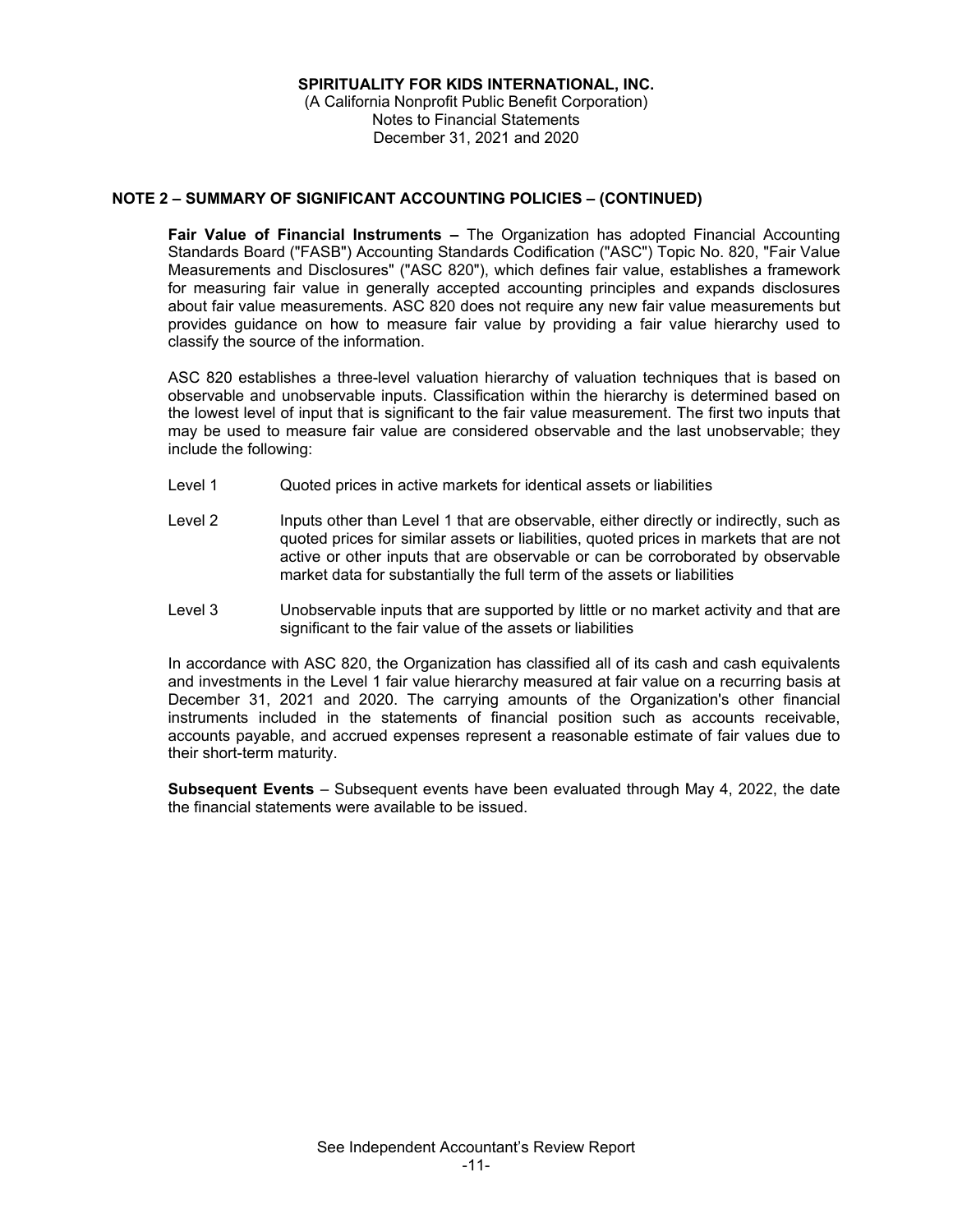**SPIRITUALITY FOR KIDS INTERNATIONAL, INC.**
(A California Nonprofit Public Benefit Corporation)
Notes to Financial Statements
December 31, 2021 and 2020

## NOTE 2 – SUMMARY OF SIGNIFICANT ACCOUNTING POLICIES – (CONTINUED)

**Fair Value of Financial Instruments –** The Organization has adopted Financial Accounting Standards Board ("FASB") Accounting Standards Codification ("ASC") Topic No. 820, "Fair Value Measurements and Disclosures" ("ASC 820"), which defines fair value, establishes a framework for measuring fair value in generally accepted accounting principles and expands disclosures about fair value measurements. ASC 820 does not require any new fair value measurements but provides guidance on how to measure fair value by providing a fair value hierarchy used to classify the source of the information.

ASC 820 establishes a three-level valuation hierarchy of valuation techniques that is based on observable and unobservable inputs. Classification within the hierarchy is determined based on the lowest level of input that is significant to the fair value measurement. The first two inputs that may be used to measure fair value are considered observable and the last unobservable; they include the following:

- Level 1 Quoted prices in active markets for identical assets or liabilities
- Level 2 Inputs other than Level 1 that are observable, either directly or indirectly, such as quoted prices for similar assets or liabilities, quoted prices in markets that are not active or other inputs that are observable or can be corroborated by observable market data for substantially the full term of the assets or liabilities
- Level 3 Unobservable inputs that are supported by little or no market activity and that are significant to the fair value of the assets or liabilities

In accordance with ASC 820, the Organization has classified all of its cash and cash equivalents and investments in the Level 1 fair value hierarchy measured at fair value on a recurring basis at December 31, 2021 and 2020. The carrying amounts of the Organization's other financial instruments included in the statements of financial position such as accounts receivable, accounts payable, and accrued expenses represent a reasonable estimate of fair values due to their short-term maturity.

**Subsequent Events** – Subsequent events have been evaluated through May 4, 2022, the date the financial statements were available to be issued.

See Independent Accountant's Review Report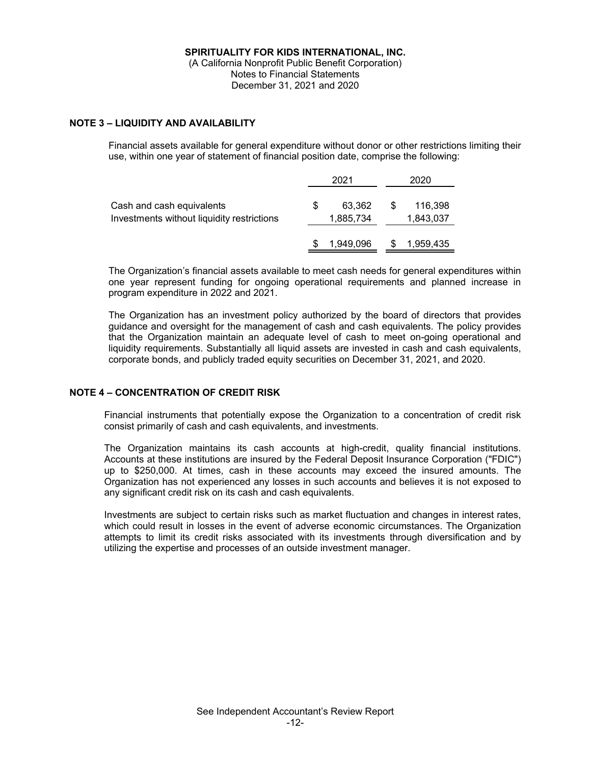**SPIRITUALITY FOR KIDS INTERNATIONAL, INC.**
(A California Nonprofit Public Benefit Corporation)
Notes to Financial Statements
December 31, 2021 and 2020

## NOTE 3 – LIQUIDITY AND AVAILABILITY

Financial assets available for general expenditure without donor or other restrictions limiting their use, within one year of statement of financial position date, comprise the following:

| | 2021 | 2020 |
|---|---|---|
| Cash and cash equivalents | $ 63,362 | $ 116,398 |
| Investments without liquidity restrictions | 1,885,734 | 1,843,037 |
| | $ 1,949,096 | $ 1,959,435 |

The Organization's financial assets available to meet cash needs for general expenditures within one year represent funding for ongoing operational requirements and planned increase in program expenditure in 2022 and 2021.

The Organization has an investment policy authorized by the board of directors that provides guidance and oversight for the management of cash and cash equivalents. The policy provides that the Organization maintain an adequate level of cash to meet on-going operational and liquidity requirements. Substantially all liquid assets are invested in cash and cash equivalents, corporate bonds, and publicly traded equity securities on December 31, 2021, and 2020.

## NOTE 4 – CONCENTRATION OF CREDIT RISK

Financial instruments that potentially expose the Organization to a concentration of credit risk consist primarily of cash and cash equivalents, and investments.

The Organization maintains its cash accounts at high-credit, quality financial institutions. Accounts at these institutions are insured by the Federal Deposit Insurance Corporation ("FDIC") up to $250,000. At times, cash in these accounts may exceed the insured amounts. The Organization has not experienced any losses in such accounts and believes it is not exposed to any significant credit risk on its cash and cash equivalents.

Investments are subject to certain risks such as market fluctuation and changes in interest rates, which could result in losses in the event of adverse economic circumstances. The Organization attempts to limit its credit risks associated with its investments through diversification and by utilizing the expertise and processes of an outside investment manager.

See Independent Accountant's Review Report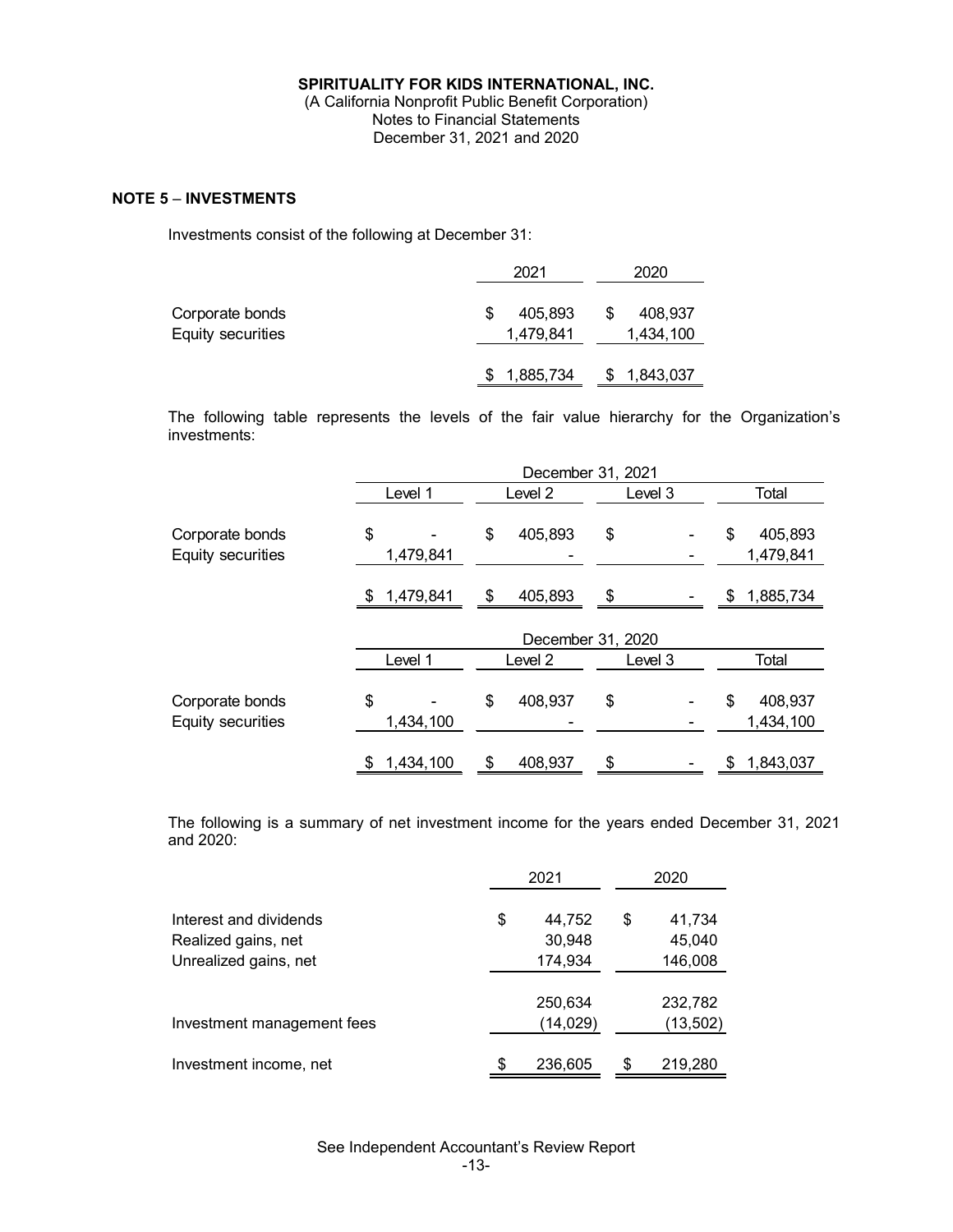**SPIRITUALITY FOR KIDS INTERNATIONAL, INC.**
(A California Nonprofit Public Benefit Corporation)
Notes to Financial Statements
December 31, 2021 and 2020

## NOTE 5 – INVESTMENTS

Investments consist of the following at December 31:

| | 2021 | 2020 |
|---|---|---|
| Corporate bonds | $ 405,893 | $ 408,937 |
| Equity securities | 1,479,841 | 1,434,100 |
| | $ 1,885,734 | $ 1,843,037 |

The following table represents the levels of the fair value hierarchy for the Organization's investments:

| | December 31, 2021 | | | |
|---|---|---|---|---|
| | Level 1 | Level 2 | Level 3 | Total |
| Corporate bonds | $ - | $ 405,893 | $ - | $ 405,893 |
| Equity securities | 1,479,841 | - | - | 1,479,841 |
| | $ 1,479,841 | $ 405,893 | $ - | $ 1,885,734 |

| | December 31, 2020 | | | |
|---|---|---|---|---|
| | Level 1 | Level 2 | Level 3 | Total |
| Corporate bonds | $ - | $ 408,937 | $ - | $ 408,937 |
| Equity securities | 1,434,100 | - | - | 1,434,100 |
| | $ 1,434,100 | $ 408,937 | $ - | $ 1,843,037 |

The following is a summary of net investment income for the years ended December 31, 2021 and 2020:

| | 2021 | 2020 |
|---|---|---|
| Interest and dividends | $ 44,752 | $ 41,734 |
| Realized gains, net | 30,948 | 45,040 |
| Unrealized gains, net | 174,934 | 146,008 |
| | 250,634 | 232,782 |
| Investment management fees | (14,029) | (13,502) |
| Investment income, net | $ 236,605 | $ 219,280 |

See Independent Accountant's Review Report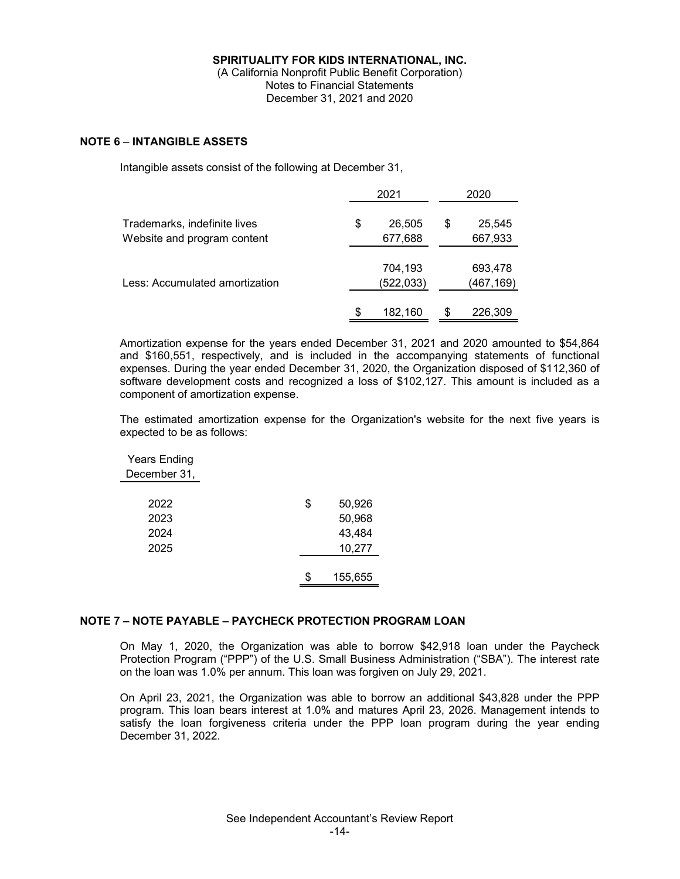## NOTE 6 – INTANGIBLE ASSETS

Intangible assets consist of the following at December 31,

| | 2021 | 2020 |
|---|---|---|
| Trademarks, indefinite lives | $ 26,505 | $ 25,545 |
| Website and program content | 677,688 | 667,933 |
| | 704,193 | 693,478 |
| Less: Accumulated amortization | (522,033) | (467,169) |
| | $ 182,160 | $ 226,309 |

Amortization expense for the years ended December 31, 2021 and 2020 amounted to $54,864 and $160,551, respectively, and is included in the accompanying statements of functional expenses. During the year ended December 31, 2020, the Organization disposed of $112,360 of software development costs and recognized a loss of $102,127. This amount is included as a component of amortization expense.

The estimated amortization expense for the Organization's website for the next five years is expected to be as follows:

| Years Ending December 31, | |
|---|---|
| 2022 | $ 50,926 |
| 2023 | 50,968 |
| 2024 | 43,484 |
| 2025 | 10,277 |
| | $ 155,655 |

## NOTE 7 – NOTE PAYABLE – PAYCHECK PROTECTION PROGRAM LOAN

On May 1, 2020, the Organization was able to borrow $42,918 loan under the Paycheck Protection Program ("PPP") of the U.S. Small Business Administration ("SBA"). The interest rate on the loan was 1.0% per annum. This loan was forgiven on July 29, 2021.

On April 23, 2021, the Organization was able to borrow an additional $43,828 under the PPP program. This loan bears interest at 1.0% and matures April 23, 2026. Management intends to satisfy the loan forgiveness criteria under the PPP loan program during the year ending December 31, 2022.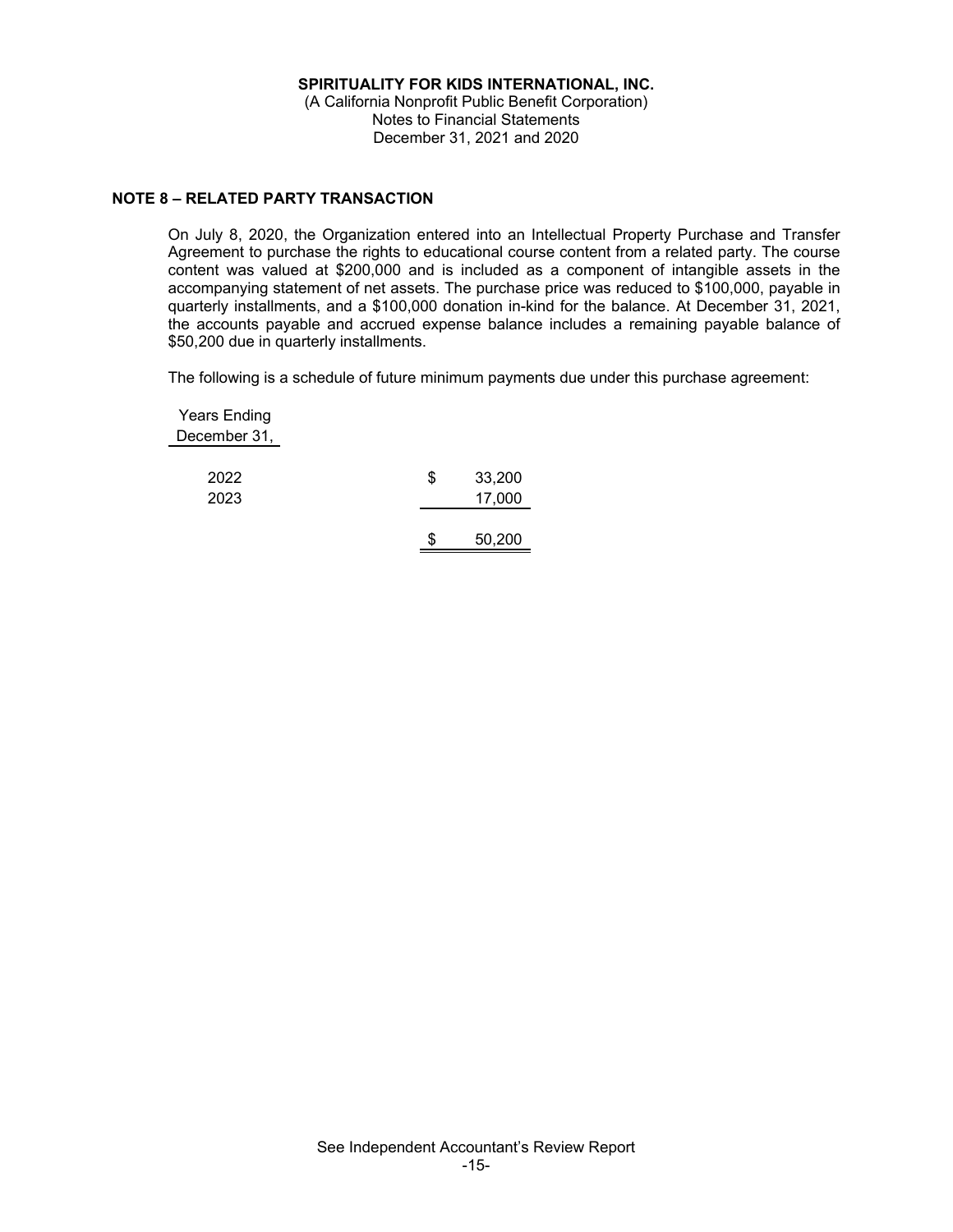**SPIRITUALITY FOR KIDS INTERNATIONAL, INC.**
(A California Nonprofit Public Benefit Corporation)
Notes to Financial Statements
December 31, 2021 and 2020

## NOTE 8 – RELATED PARTY TRANSACTION

On July 8, 2020, the Organization entered into an Intellectual Property Purchase and Transfer Agreement to purchase the rights to educational course content from a related party. The course content was valued at $200,000 and is included as a component of intangible assets in the accompanying statement of net assets. The purchase price was reduced to $100,000, payable in quarterly installments, and a $100,000 donation in-kind for the balance. At December 31, 2021, the accounts payable and accrued expense balance includes a remaining payable balance of $50,200 due in quarterly installments.

The following is a schedule of future minimum payments due under this purchase agreement:

| Years Ending December 31, | |
|---|---|
| 2022 | $ 33,200 |
| 2023 | 17,000 |
| | $ 50,200 |

See Independent Accountant's Review Report